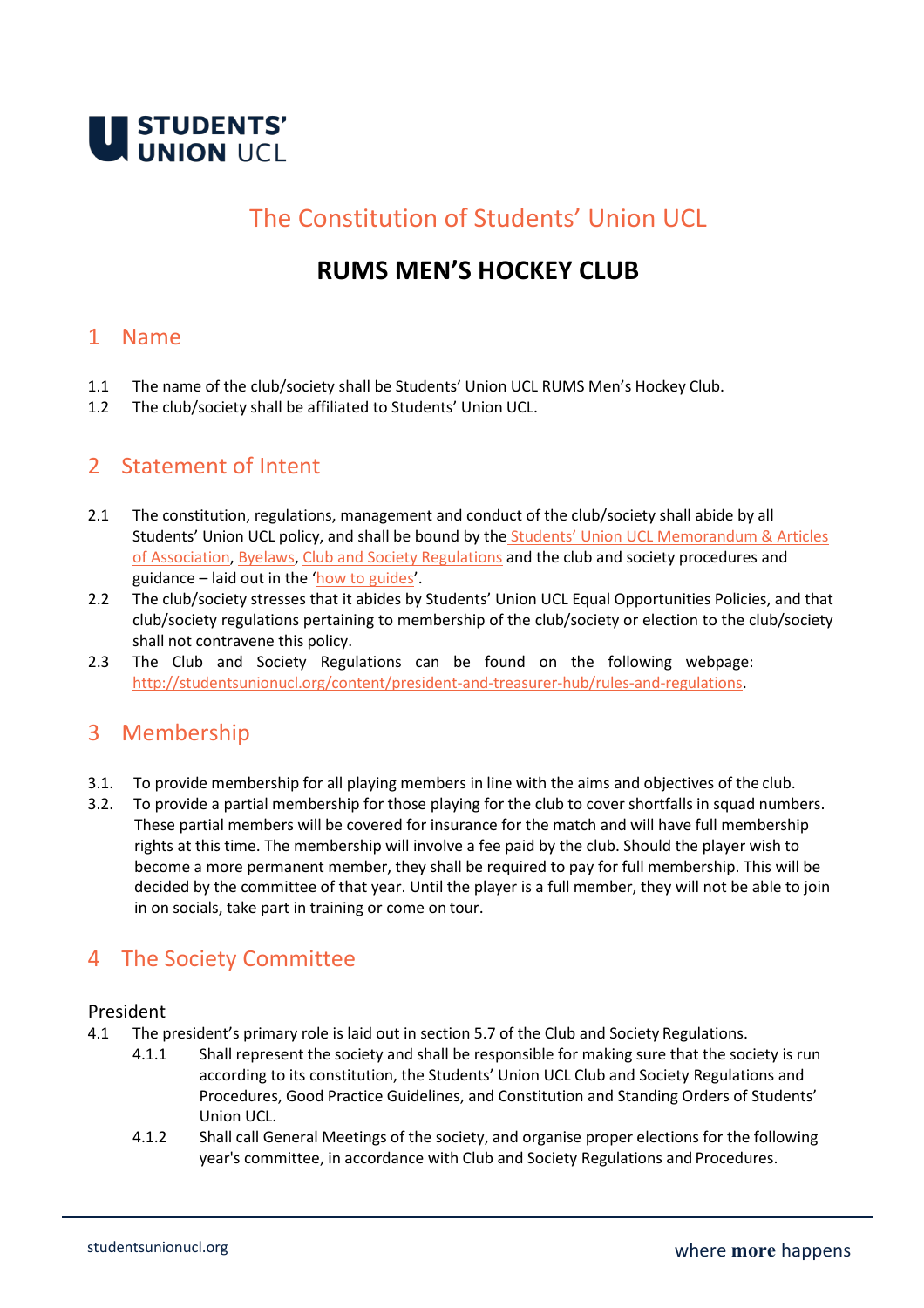STUDENTS' UNION UCL

# The Constitution of Students' Union UCL

# RUMS MEN'S HOCKEY CLUB

## 1 Name

1.1 The name of the club/society shall be Students' Union UCL RUMS Men's Hockey Club.

1.2 The club/society shall be affiliated to Students' Union UCL.

## 2 Statement of Intent

2.1 The constitution, regulations, management and conduct of the club/society shall abide by all Students' Union UCL policy, and shall be bound by the Students' Union UCL Memorandum & Articles of Association, Byelaws, Club and Society Regulations and the club and society procedures and guidance – laid out in the 'how to guides'.

2.2 The club/society stresses that it abides by Students' Union UCL Equal Opportunities Policies, and that club/society regulations pertaining to membership of the club/society or election to the club/society shall not contravene this policy.

2.3 The Club and Society Regulations can be found on the following webpage: http://studentsunionucl.org/content/president-and-treasurer-hub/rules-and-regulations.

## 3 Membership

3.1. To provide membership for all playing members in line with the aims and objectives of the club.

3.2. To provide a partial membership for those playing for the club to cover shortfalls in squad numbers. These partial members will be covered for insurance for the match and will have full membership rights at this time. The membership will involve a fee paid by the club. Should the player wish to become a more permanent member, they shall be required to pay for full membership. This will be decided by the committee of that year. Until the player is a full member, they will not be able to join in on socials, take part in training or come on tour.

## 4 The Society Committee

### President

4.1 The president's primary role is laid out in section 5.7 of the Club and Society Regulations.

4.1.1 Shall represent the society and shall be responsible for making sure that the society is run according to its constitution, the Students' Union UCL Club and Society Regulations and Procedures, Good Practice Guidelines, and Constitution and Standing Orders of Students' Union UCL.

4.1.2 Shall call General Meetings of the society, and organise proper elections for the following year's committee, in accordance with Club and Society Regulations and Procedures.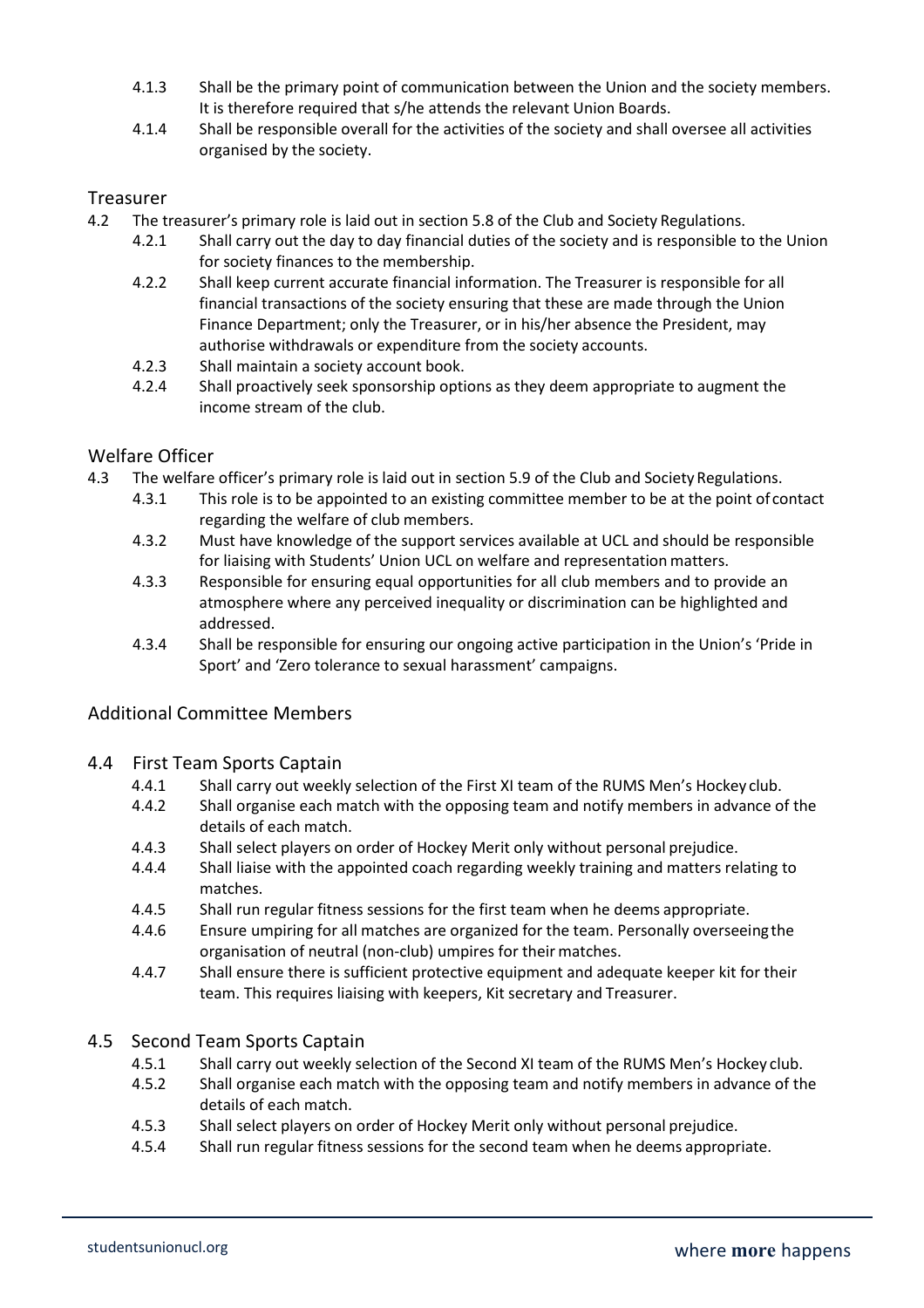4.1.3 Shall be the primary point of communication between the Union and the society members. It is therefore required that s/he attends the relevant Union Boards.

4.1.4 Shall be responsible overall for the activities of the society and shall oversee all activities organised by the society.

### Treasurer

4.2 The treasurer's primary role is laid out in section 5.8 of the Club and Society Regulations.

4.2.1 Shall carry out the day to day financial duties of the society and is responsible to the Union for society finances to the membership.

4.2.2 Shall keep current accurate financial information. The Treasurer is responsible for all financial transactions of the society ensuring that these are made through the Union Finance Department; only the Treasurer, or in his/her absence the President, may authorise withdrawals or expenditure from the society accounts.

4.2.3 Shall maintain a society account book.

4.2.4 Shall proactively seek sponsorship options as they deem appropriate to augment the income stream of the club.

### Welfare Officer

4.3 The welfare officer's primary role is laid out in section 5.9 of the Club and Society Regulations.

4.3.1 This role is to be appointed to an existing committee member to be at the point of contact regarding the welfare of club members.

4.3.2 Must have knowledge of the support services available at UCL and should be responsible for liaising with Students' Union UCL on welfare and representation matters.

4.3.3 Responsible for ensuring equal opportunities for all club members and to provide an atmosphere where any perceived inequality or discrimination can be highlighted and addressed.

4.3.4 Shall be responsible for ensuring our ongoing active participation in the Union's 'Pride in Sport' and 'Zero tolerance to sexual harassment' campaigns.

### Additional Committee Members

#### 4.4 First Team Sports Captain

4.4.1 Shall carry out weekly selection of the First XI team of the RUMS Men's Hockey club.

4.4.2 Shall organise each match with the opposing team and notify members in advance of the details of each match.

4.4.3 Shall select players on order of Hockey Merit only without personal prejudice.

4.4.4 Shall liaise with the appointed coach regarding weekly training and matters relating to matches.

4.4.5 Shall run regular fitness sessions for the first team when he deems appropriate.

4.4.6 Ensure umpiring for all matches are organized for the team. Personally overseeing the organisation of neutral (non-club) umpires for their matches.

4.4.7 Shall ensure there is sufficient protective equipment and adequate keeper kit for their team. This requires liaising with keepers, Kit secretary and Treasurer.

#### 4.5 Second Team Sports Captain

4.5.1 Shall carry out weekly selection of the Second XI team of the RUMS Men's Hockey club.

4.5.2 Shall organise each match with the opposing team and notify members in advance of the details of each match.

4.5.3 Shall select players on order of Hockey Merit only without personal prejudice.

4.5.4 Shall run regular fitness sessions for the second team when he deems appropriate.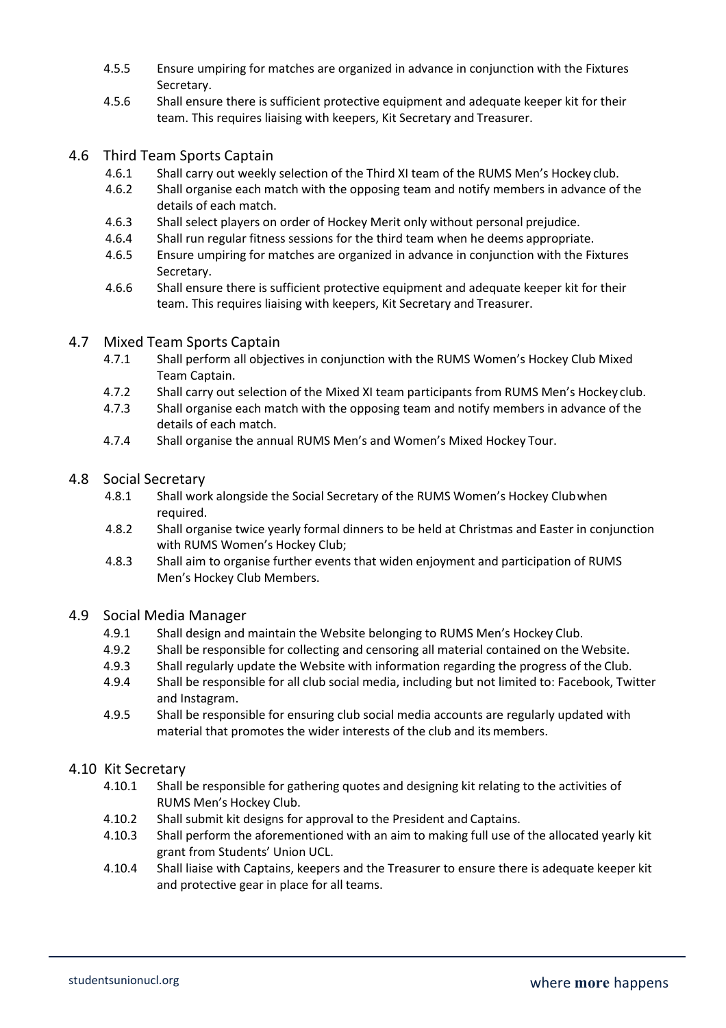4.5.5 Ensure umpiring for matches are organized in advance in conjunction with the Fixtures Secretary.

4.5.6 Shall ensure there is sufficient protective equipment and adequate keeper kit for their team. This requires liaising with keepers, Kit Secretary and Treasurer.

## 4.6 Third Team Sports Captain

4.6.1 Shall carry out weekly selection of the Third XI team of the RUMS Men's Hockey club.

4.6.2 Shall organise each match with the opposing team and notify members in advance of the details of each match.

4.6.3 Shall select players on order of Hockey Merit only without personal prejudice.

4.6.4 Shall run regular fitness sessions for the third team when he deems appropriate.

4.6.5 Ensure umpiring for matches are organized in advance in conjunction with the Fixtures Secretary.

4.6.6 Shall ensure there is sufficient protective equipment and adequate keeper kit for their team. This requires liaising with keepers, Kit Secretary and Treasurer.

## 4.7 Mixed Team Sports Captain

4.7.1 Shall perform all objectives in conjunction with the RUMS Women's Hockey Club Mixed Team Captain.

4.7.2 Shall carry out selection of the Mixed XI team participants from RUMS Men's Hockey club.

4.7.3 Shall organise each match with the opposing team and notify members in advance of the details of each match.

4.7.4 Shall organise the annual RUMS Men's and Women's Mixed Hockey Tour.

## 4.8 Social Secretary

4.8.1 Shall work alongside the Social Secretary of the RUMS Women's Hockey Club when required.

4.8.2 Shall organise twice yearly formal dinners to be held at Christmas and Easter in conjunction with RUMS Women's Hockey Club;

4.8.3 Shall aim to organise further events that widen enjoyment and participation of RUMS Men's Hockey Club Members.

## 4.9 Social Media Manager

4.9.1 Shall design and maintain the Website belonging to RUMS Men's Hockey Club.

4.9.2 Shall be responsible for collecting and censoring all material contained on the Website.

4.9.3 Shall regularly update the Website with information regarding the progress of the Club.

4.9.4 Shall be responsible for all club social media, including but not limited to: Facebook, Twitter and Instagram.

4.9.5 Shall be responsible for ensuring club social media accounts are regularly updated with material that promotes the wider interests of the club and its members.

## 4.10 Kit Secretary

4.10.1 Shall be responsible for gathering quotes and designing kit relating to the activities of RUMS Men's Hockey Club.

4.10.2 Shall submit kit designs for approval to the President and Captains.

4.10.3 Shall perform the aforementioned with an aim to making full use of the allocated yearly kit grant from Students' Union UCL.

4.10.4 Shall liaise with Captains, keepers and the Treasurer to ensure there is adequate keeper kit and protective gear in place for all teams.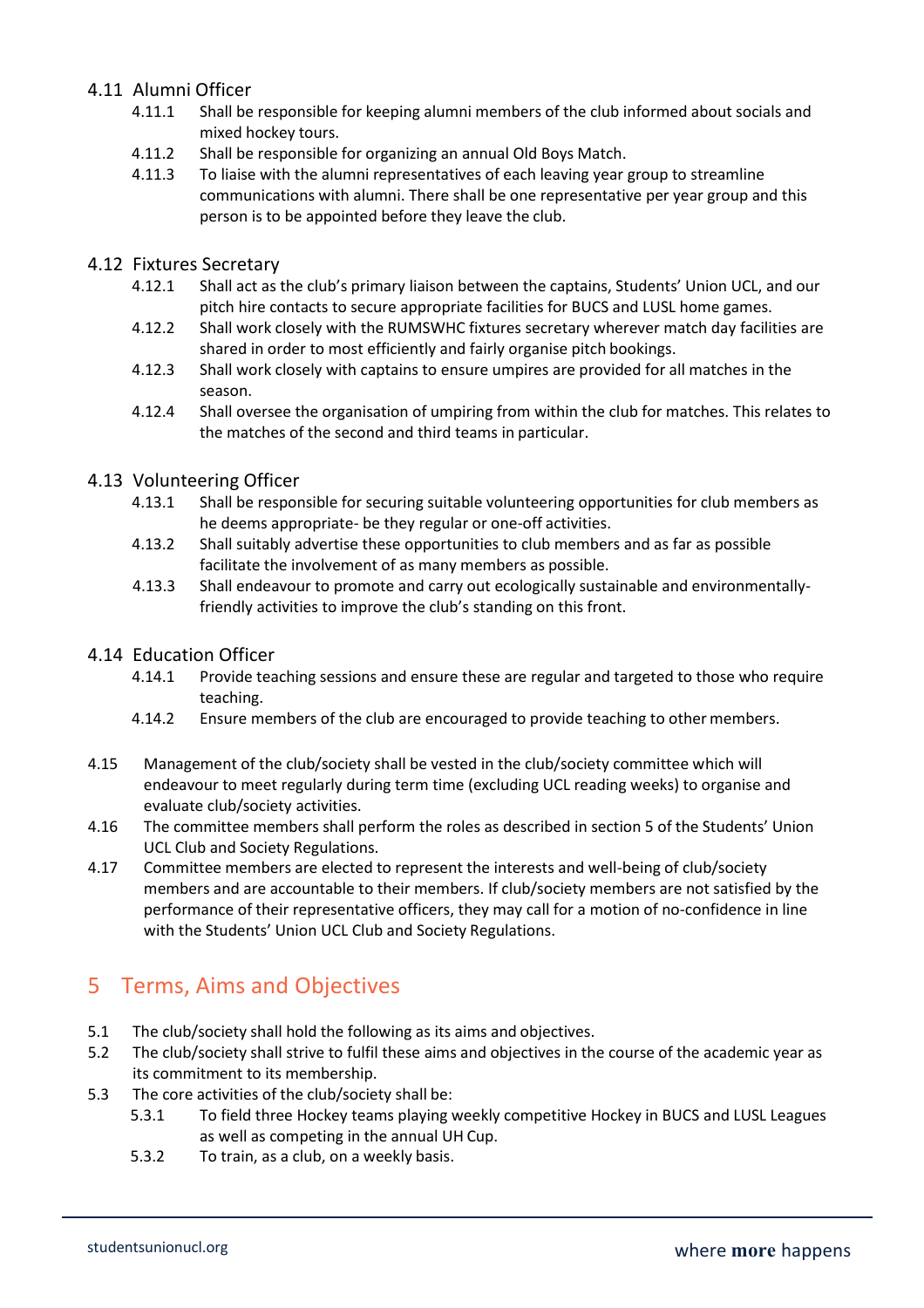### 4.11 Alumni Officer

- 4.11.1 Shall be responsible for keeping alumni members of the club informed about socials and mixed hockey tours.
- 4.11.2 Shall be responsible for organizing an annual Old Boys Match.
- 4.11.3 To liaise with the alumni representatives of each leaving year group to streamline communications with alumni. There shall be one representative per year group and this person is to be appointed before they leave the club.

### 4.12 Fixtures Secretary

- 4.12.1 Shall act as the club's primary liaison between the captains, Students' Union UCL, and our pitch hire contacts to secure appropriate facilities for BUCS and LUSL home games.
- 4.12.2 Shall work closely with the RUMSWHC fixtures secretary wherever match day facilities are shared in order to most efficiently and fairly organise pitch bookings.
- 4.12.3 Shall work closely with captains to ensure umpires are provided for all matches in the season.
- 4.12.4 Shall oversee the organisation of umpiring from within the club for matches. This relates to the matches of the second and third teams in particular.

### 4.13 Volunteering Officer

- 4.13.1 Shall be responsible for securing suitable volunteering opportunities for club members as he deems appropriate- be they regular or one-off activities.
- 4.13.2 Shall suitably advertise these opportunities to club members and as far as possible facilitate the involvement of as many members as possible.
- 4.13.3 Shall endeavour to promote and carry out ecologically sustainable and environmentally-friendly activities to improve the club's standing on this front.

### 4.14 Education Officer

- 4.14.1 Provide teaching sessions and ensure these are regular and targeted to those who require teaching.
- 4.14.2 Ensure members of the club are encouraged to provide teaching to other members.

4.15 Management of the club/society shall be vested in the club/society committee which will endeavour to meet regularly during term time (excluding UCL reading weeks) to organise and evaluate club/society activities.

4.16 The committee members shall perform the roles as described in section 5 of the Students' Union UCL Club and Society Regulations.

4.17 Committee members are elected to represent the interests and well-being of club/society members and are accountable to their members. If club/society members are not satisfied by the performance of their representative officers, they may call for a motion of no-confidence in line with the Students' Union UCL Club and Society Regulations.

## 5 Terms, Aims and Objectives

5.1 The club/society shall hold the following as its aims and objectives.

5.2 The club/society shall strive to fulfil these aims and objectives in the course of the academic year as its commitment to its membership.

5.3 The core activities of the club/society shall be:

- 5.3.1 To field three Hockey teams playing weekly competitive Hockey in BUCS and LUSL Leagues as well as competing in the annual UH Cup.
- 5.3.2 To train, as a club, on a weekly basis.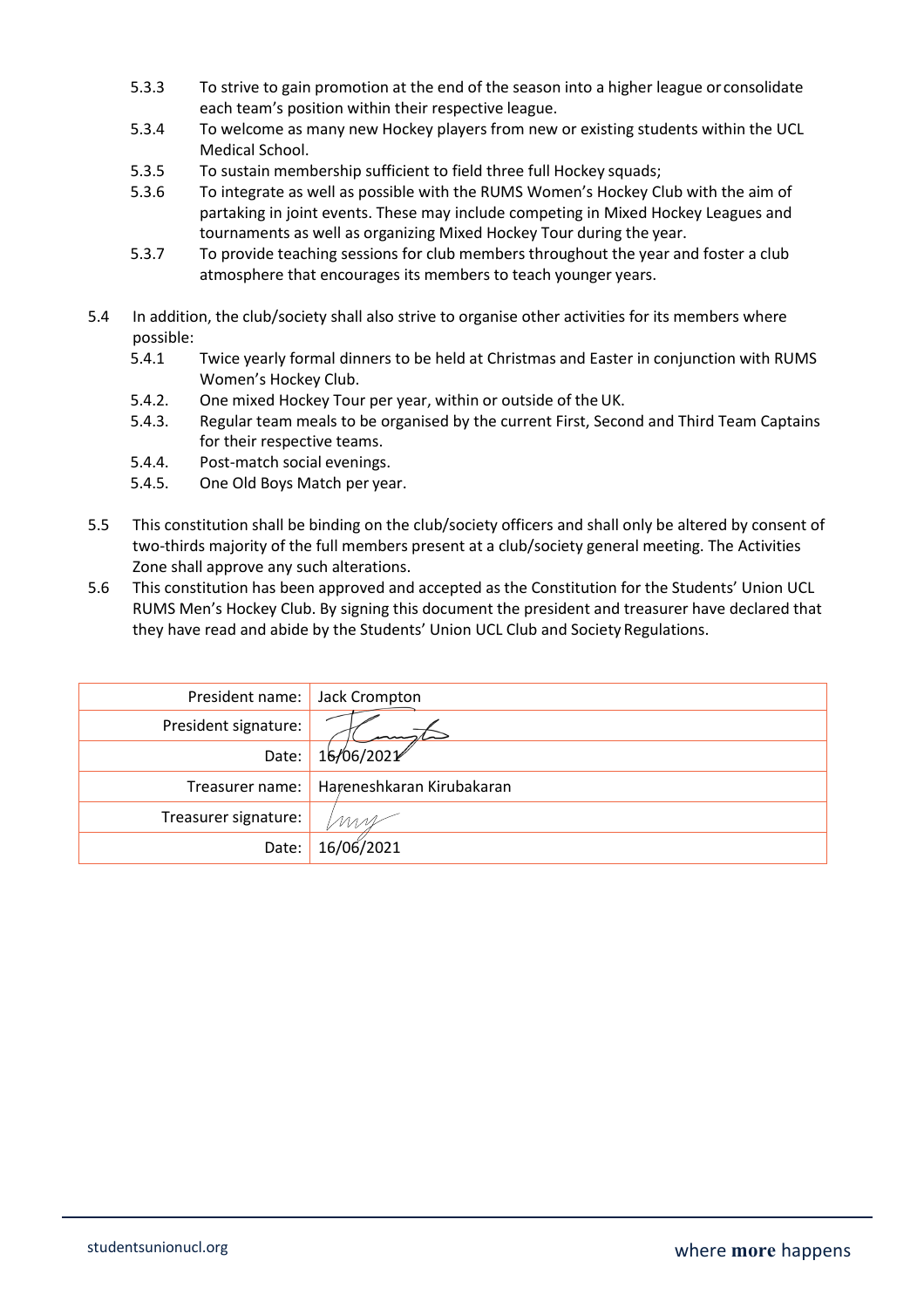5.3.3 To strive to gain promotion at the end of the season into a higher league or consolidate each team's position within their respective league.

5.3.4 To welcome as many new Hockey players from new or existing students within the UCL Medical School.

5.3.5 To sustain membership sufficient to field three full Hockey squads;

5.3.6 To integrate as well as possible with the RUMS Women's Hockey Club with the aim of partaking in joint events. These may include competing in Mixed Hockey Leagues and tournaments as well as organizing Mixed Hockey Tour during the year.

5.3.7 To provide teaching sessions for club members throughout the year and foster a club atmosphere that encourages its members to teach younger years.

5.4 In addition, the club/society shall also strive to organise other activities for its members where possible:

5.4.1 Twice yearly formal dinners to be held at Christmas and Easter in conjunction with RUMS Women's Hockey Club.

5.4.2. One mixed Hockey Tour per year, within or outside of the UK.

5.4.3. Regular team meals to be organised by the current First, Second and Third Team Captains for their respective teams.

5.4.4. Post-match social evenings.

5.4.5. One Old Boys Match per year.

5.5 This constitution shall be binding on the club/society officers and shall only be altered by consent of two-thirds majority of the full members present at a club/society general meeting. The Activities Zone shall approve any such alterations.

5.6 This constitution has been approved and accepted as the Constitution for the Students' Union UCL RUMS Men's Hockey Club. By signing this document the president and treasurer have declared that they have read and abide by the Students' Union UCL Club and Society Regulations.

| | |
|---|---|
| President name: | Jack Crompton |
| President signature: | |
| Date: | 16/06/2021 |
| Treasurer name: | Hareneshkaran Kirubakaran |
| Treasurer signature: | |
| Date: | 16/06/2021 |